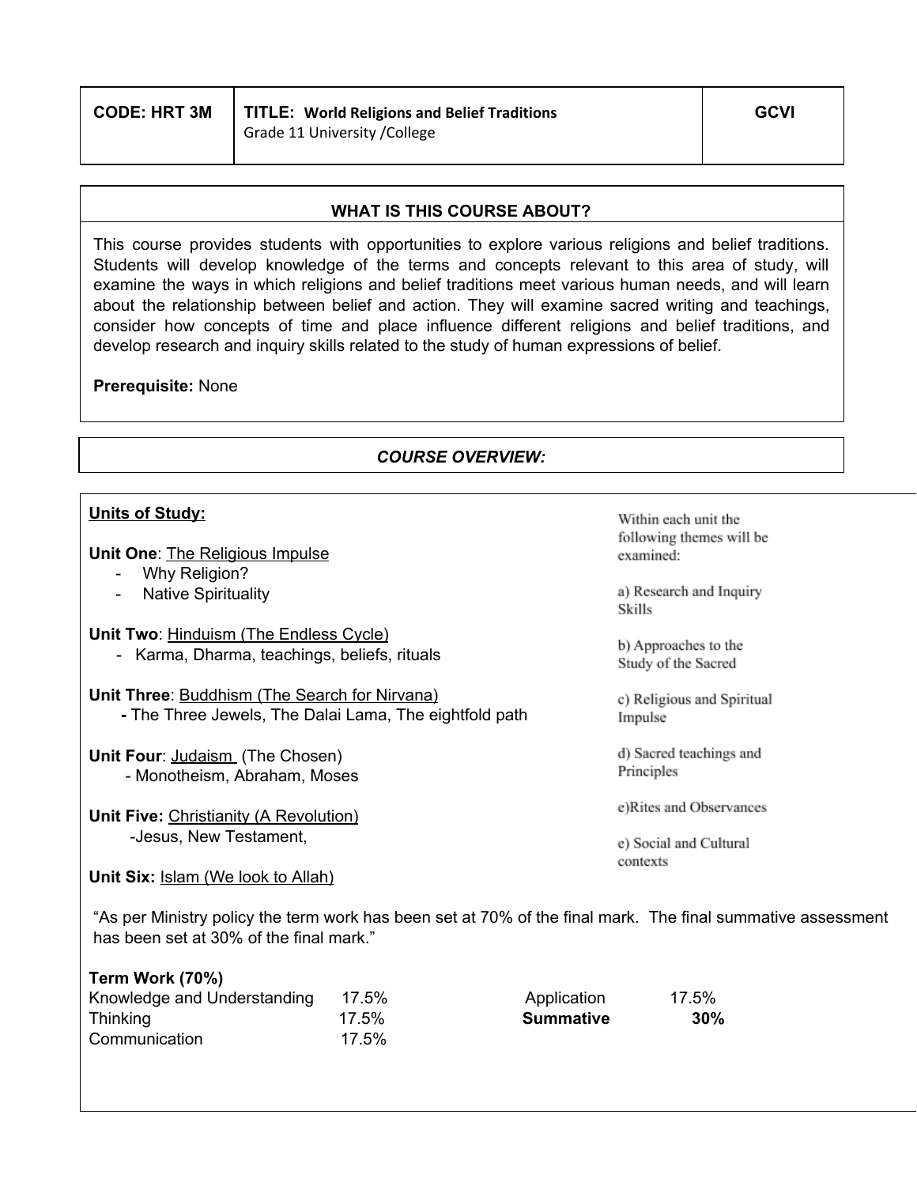| CODE: HRT 3M | TITLE: World Religions and Belief Traditions<br>Grade 11 University /College | GCVI |
|---|---|---|

## WHAT IS THIS COURSE ABOUT?

This course provides students with opportunities to explore various religions and belief traditions. Students will develop knowledge of the terms and concepts relevant to this area of study, will examine the ways in which religions and belief traditions meet various human needs, and will learn about the relationship between belief and action. They will examine sacred writing and teachings, consider how concepts of time and place influence different religions and belief traditions, and develop research and inquiry skills related to the study of human expressions of belief.

**Prerequisite:** None

## *COURSE OVERVIEW:*

**Units of Study:**

**Unit One**: The Religious Impulse
- Why Religion?
- Native Spirituality

**Unit Two**: Hinduism (The Endless Cycle)
- Karma, Dharma, teachings, beliefs, rituals

**Unit Three**: Buddhism (The Search for Nirvana)
- The Three Jewels, The Dalai Lama, The eightfold path

**Unit Four**: Judaism (The Chosen)
- Monotheism, Abraham, Moses

**Unit Five:** Christianity (A Revolution)
- Jesus, New Testament,

**Unit Six:** Islam (We look to Allah)

Within each unit the following themes will be examined:

a) Research and Inquiry Skills

b) Approaches to the Study of the Sacred

c) Religious and Spiritual Impulse

d) Sacred teachings and Principles

e) Rites and Observances

e) Social and Cultural contexts

"As per Ministry policy the term work has been set at 70% of the final mark. The final summative assessment has been set at 30% of the final mark."

**Term Work (70%)**

| | | | |
|---|---|---|---|
| Knowledge and Understanding | 17.5% | Application | 17.5% |
| Thinking | 17.5% | **Summative** | **30%** |
| Communication | 17.5% | | |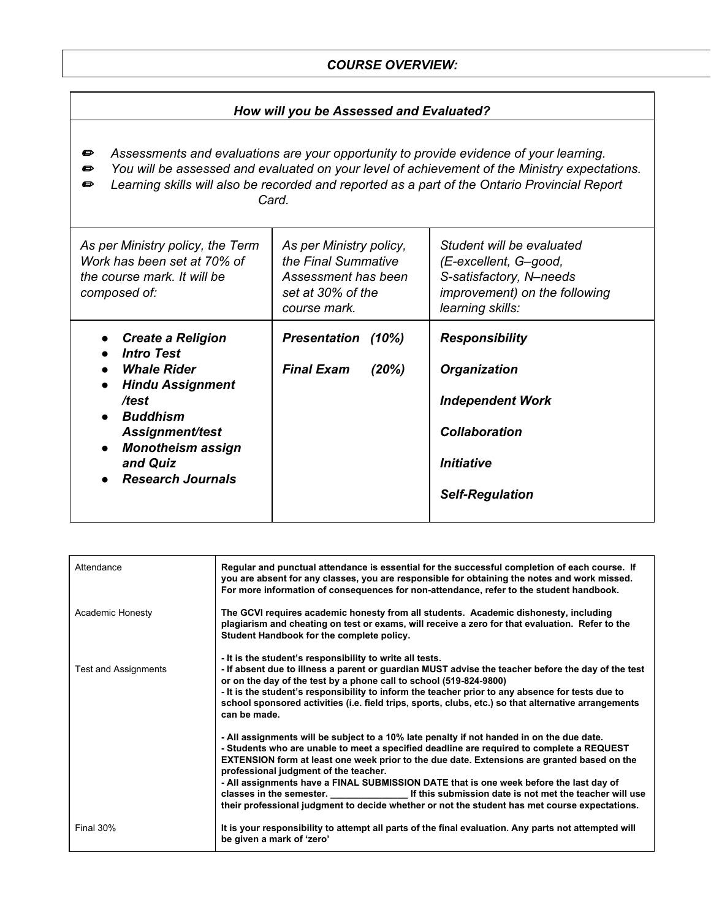## *COURSE OVERVIEW:*

### *How will you be Assessed and Evaluated?*

- *Assessments and evaluations are your opportunity to provide evidence of your learning.*
- *You will be assessed and evaluated on your level of achievement of the Ministry expectations.*
- *Learning skills will also be recorded and reported as a part of the Ontario Provincial Report Card.*

| *As per Ministry policy, the Term Work has been set at 70% of the course mark. It will be composed of:* | *As per Ministry policy, the Final Summative Assessment has been set at 30% of the course mark.* | *Student will be evaluated (E-excellent, G–good, S-satisfactory, N–needs improvement) on the following learning skills:* |
|---|---|---|
| ● ***Create a Religion***<br>● ***Intro Test***<br>● ***Whale Rider***<br>● ***Hindu Assignment /test***<br>● ***Buddhism Assignment/test***<br>● ***Monotheism assign and Quiz***<br>● ***Research Journals*** | ***Presentation (10%)***<br><br>***Final Exam (20%)*** | ***Responsibility***<br><br>***Organization***<br><br>***Independent Work***<br><br>***Collaboration***<br><br>***Initiative***<br><br>***Self-Regulation*** |

| | |
|---|---|
| Attendance | **Regular and punctual attendance is essential for the successful completion of each course. If you are absent for any classes, you are responsible for obtaining the notes and work missed. For more information of consequences for non-attendance, refer to the student handbook.** |
| Academic Honesty | **The GCVI requires academic honesty from all students. Academic dishonesty, including plagiarism and cheating on test or exams, will receive a zero for that evaluation. Refer to the Student Handbook for the complete policy.** |
| Test and Assignments | **- It is the student's responsibility to write all tests.**<br>**- If absent due to illness a parent or guardian MUST advise the teacher before the day of the test or on the day of the test by a phone call to school (519-824-9800)**<br>**- It is the student's responsibility to inform the teacher prior to any absence for tests due to school sponsored activities (i.e. field trips, sports, clubs, etc.) so that alternative arrangements can be made.**<br><br>**- All assignments will be subject to a 10% late penalty if not handed in on the due date.**<br>**- Students who are unable to meet a specified deadline are required to complete a REQUEST EXTENSION form at least one week prior to the due date. Extensions are granted based on the professional judgment of the teacher.**<br>**- All assignments have a FINAL SUBMISSION DATE that is one week before the last day of classes in the semester. _______________ If this submission date is not met the teacher will use their professional judgment to decide whether or not the student has met course expectations.** |
| Final 30% | **It is your responsibility to attempt all parts of the final evaluation. Any parts not attempted will be given a mark of 'zero'** |